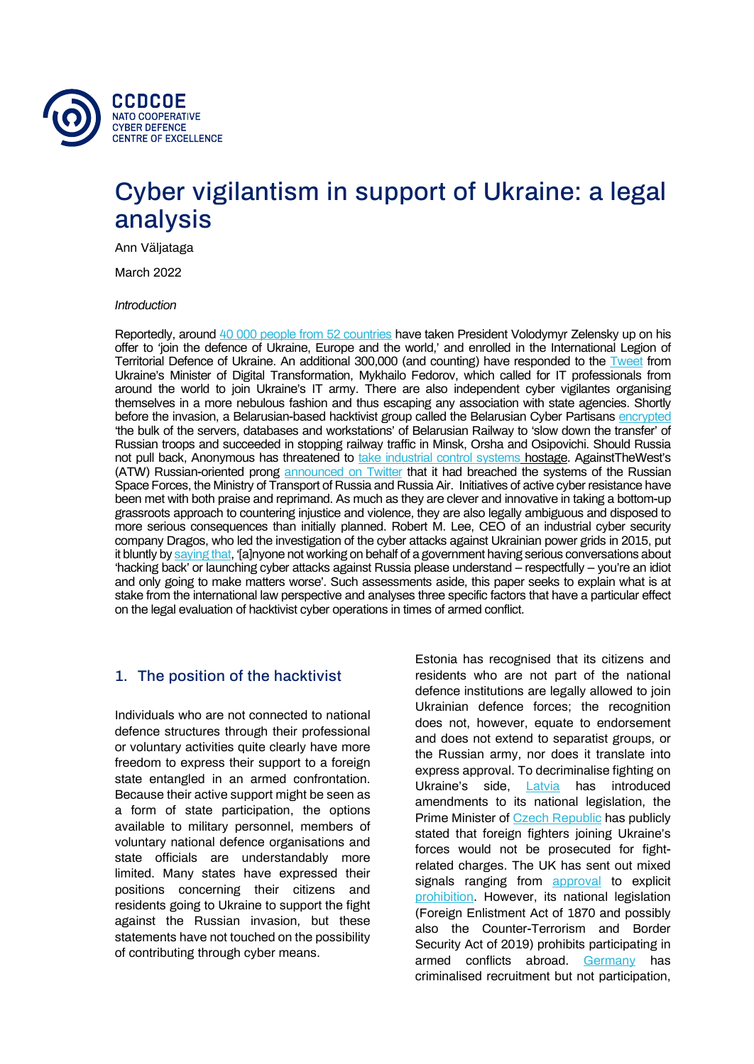CCDCOE
NATO COOPERATIVE
CYBER DEFENCE
CENTRE OF EXCELLENCE

# Cyber vigilantism in support of Ukraine: a legal analysis

Ann Väljataga

March 2022

*Introduction*

Reportedly, around 40 000 people from 52 countries have taken President Volodymyr Zelensky up on his offer to 'join the defence of Ukraine, Europe and the world,' and enrolled in the International Legion of Territorial Defence of Ukraine. An additional 300,000 (and counting) have responded to the Tweet from Ukraine's Minister of Digital Transformation, Mykhailo Fedorov, which called for IT professionals from around the world to join Ukraine's IT army. There are also independent cyber vigilantes organising themselves in a more nebulous fashion and thus escaping any association with state agencies. Shortly before the invasion, a Belarusian-based hacktivist group called the Belarusian Cyber Partisans encrypted 'the bulk of the servers, databases and workstations' of Belarusian Railway to 'slow down the transfer' of Russian troops and succeeded in stopping railway traffic in Minsk, Orsha and Osipovichi. Should Russia not pull back, Anonymous has threatened to take industrial control systems hostage. AgainstTheWest's (ATW) Russian-oriented prong announced on Twitter that it had breached the systems of the Russian Space Forces, the Ministry of Transport of Russia and Russia Air. Initiatives of active cyber resistance have been met with both praise and reprimand. As much as they are clever and innovative in taking a bottom-up grassroots approach to countering injustice and violence, they are also legally ambiguous and disposed to more serious consequences than initially planned. Robert M. Lee, CEO of an industrial cyber security company Dragos, who led the investigation of the cyber attacks against Ukrainian power grids in 2015, put it bluntly by saying that, '[a]nyone not working on behalf of a government having serious conversations about 'hacking back' or launching cyber attacks against Russia please understand – respectfully – you're an idiot and only going to make matters worse'. Such assessments aside, this paper seeks to explain what is at stake from the international law perspective and analyses three specific factors that have a particular effect on the legal evaluation of hacktivist cyber operations in times of armed conflict.

## 1. The position of the hacktivist

Individuals who are not connected to national defence structures through their professional or voluntary activities quite clearly have more freedom to express their support to a foreign state entangled in an armed confrontation. Because their active support might be seen as a form of state participation, the options available to military personnel, members of voluntary national defence organisations and state officials are understandably more limited. Many states have expressed their positions concerning their citizens and residents going to Ukraine to support the fight against the Russian invasion, but these statements have not touched on the possibility of contributing through cyber means.

Estonia has recognised that its citizens and residents who are not part of the national defence institutions are legally allowed to join Ukrainian defence forces; the recognition does not, however, equate to endorsement and does not extend to separatist groups, or the Russian army, nor does it translate into express approval. To decriminalise fighting on Ukraine's side, Latvia has introduced amendments to its national legislation, the Prime Minister of Czech Republic has publicly stated that foreign fighters joining Ukraine's forces would not be prosecuted for fight-related charges. The UK has sent out mixed signals ranging from approval to explicit prohibition. However, its national legislation (Foreign Enlistment Act of 1870 and possibly also the Counter-Terrorism and Border Security Act of 2019) prohibits participating in armed conflicts abroad. Germany has criminalised recruitment but not participation,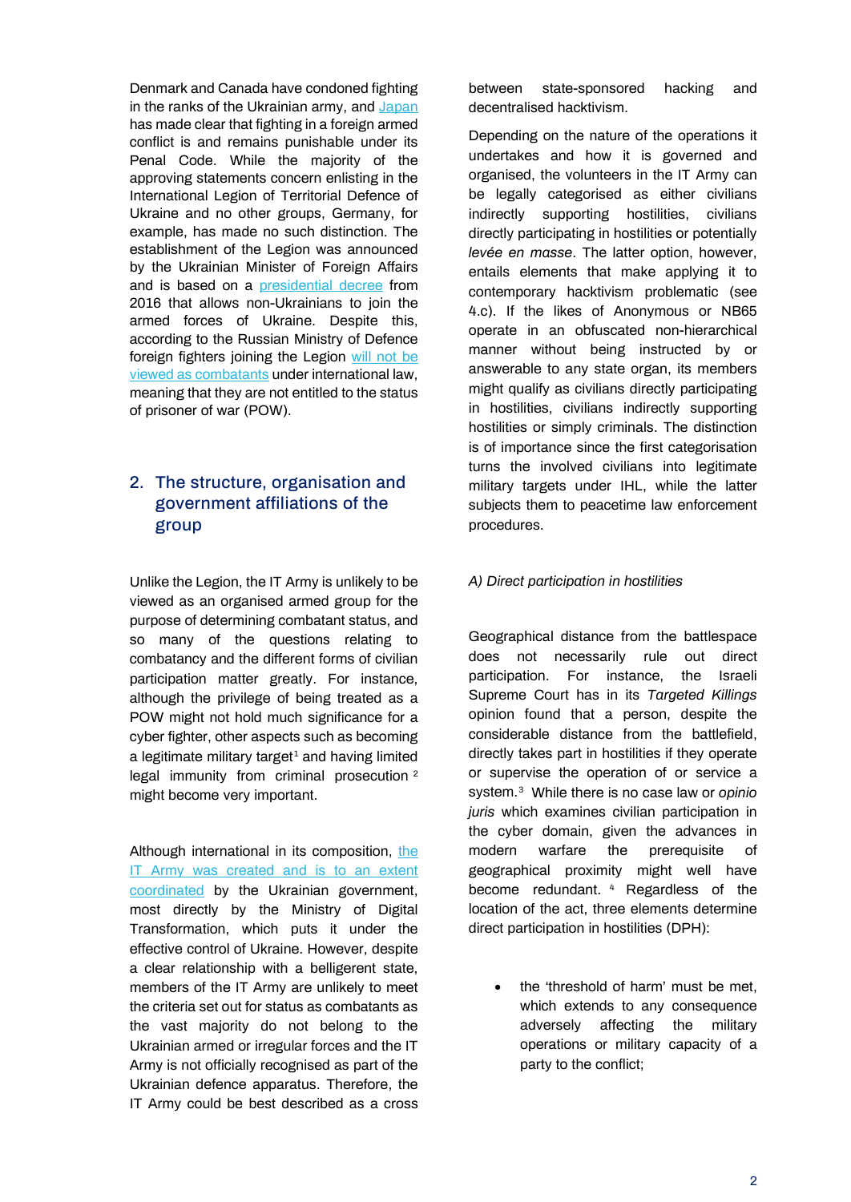Denmark and Canada have condoned fighting in the ranks of the Ukrainian army, and Japan has made clear that fighting in a foreign armed conflict is and remains punishable under its Penal Code. While the majority of the approving statements concern enlisting in the International Legion of Territorial Defence of Ukraine and no other groups, Germany, for example, has made no such distinction. The establishment of the Legion was announced by the Ukrainian Minister of Foreign Affairs and is based on a presidential decree from 2016 that allows non-Ukrainians to join the armed forces of Ukraine. Despite this, according to the Russian Ministry of Defence foreign fighters joining the Legion will not be viewed as combatants under international law, meaning that they are not entitled to the status of prisoner of war (POW).

## 2. The structure, organisation and government affiliations of the group

Unlike the Legion, the IT Army is unlikely to be viewed as an organised armed group for the purpose of determining combatant status, and so many of the questions relating to combatancy and the different forms of civilian participation matter greatly. For instance, although the privilege of being treated as a POW might not hold much significance for a cyber fighter, other aspects such as becoming a legitimate military target[1] and having limited legal immunity from criminal prosecution [2] might become very important.

Although international in its composition, the IT Army was created and is to an extent coordinated by the Ukrainian government, most directly by the Ministry of Digital Transformation, which puts it under the effective control of Ukraine. However, despite a clear relationship with a belligerent state, members of the IT Army are unlikely to meet the criteria set out for status as combatants as the vast majority do not belong to the Ukrainian armed or irregular forces and the IT Army is not officially recognised as part of the Ukrainian defence apparatus. Therefore, the IT Army could be best described as a cross between state-sponsored hacking and decentralised hacktivism.

Depending on the nature of the operations it undertakes and how it is governed and organised, the volunteers in the IT Army can be legally categorised as either civilians indirectly supporting hostilities, civilians directly participating in hostilities or potentially *levée en masse*. The latter option, however, entails elements that make applying it to contemporary hacktivism problematic (see 4.c). If the likes of Anonymous or NB65 operate in an obfuscated non-hierarchical manner without being instructed by or answerable to any state organ, its members might qualify as civilians directly participating in hostilities, civilians indirectly supporting hostilities or simply criminals. The distinction is of importance since the first categorisation turns the involved civilians into legitimate military targets under IHL, while the latter subjects them to peacetime law enforcement procedures.

*A) Direct participation in hostilities*

Geographical distance from the battlespace does not necessarily rule out direct participation. For instance, the Israeli Supreme Court has in its *Targeted Killings* opinion found that a person, despite the considerable distance from the battlefield, directly takes part in hostilities if they operate or supervise the operation of or service a system.[3] While there is no case law or *opinio juris* which examines civilian participation in the cyber domain, given the advances in modern warfare the prerequisite of geographical proximity might well have become redundant. [4] Regardless of the location of the act, three elements determine direct participation in hostilities (DPH):

- the 'threshold of harm' must be met, which extends to any consequence adversely affecting the military operations or military capacity of a party to the conflict;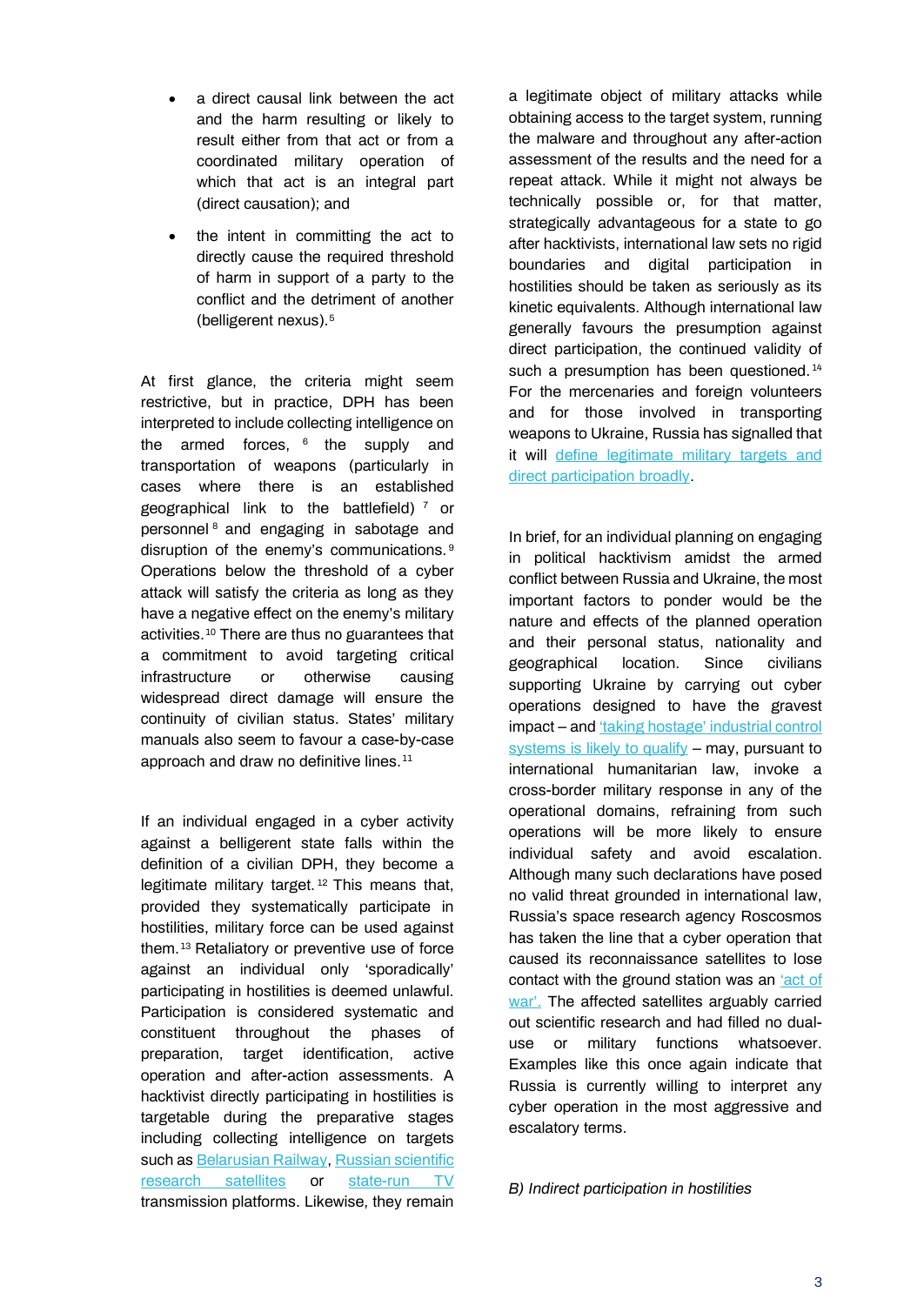- a direct causal link between the act and the harm resulting or likely to result either from that act or from a coordinated military operation of which that act is an integral part (direct causation); and
- the intent in committing the act to directly cause the required threshold of harm in support of a party to the conflict and the detriment of another (belligerent nexus).[5]

At first glance, the criteria might seem restrictive, but in practice, DPH has been interpreted to include collecting intelligence on the armed forces, [6] the supply and transportation of weapons (particularly in cases where there is an established geographical link to the battlefield) [7] or personnel [8] and engaging in sabotage and disruption of the enemy's communications.[9] Operations below the threshold of a cyber attack will satisfy the criteria as long as they have a negative effect on the enemy's military activities.[10] There are thus no guarantees that a commitment to avoid targeting critical infrastructure or otherwise causing widespread direct damage will ensure the continuity of civilian status. States' military manuals also seem to favour a case-by-case approach and draw no definitive lines.[11]

If an individual engaged in a cyber activity against a belligerent state falls within the definition of a civilian DPH, they become a legitimate military target.[12] This means that, provided they systematically participate in hostilities, military force can be used against them.[13] Retaliatory or preventive use of force against an individual only 'sporadically' participating in hostilities is deemed unlawful. Participation is considered systematic and constituent throughout the phases of preparation, target identification, active operation and after-action assessments. A hacktivist directly participating in hostilities is targetable during the preparative stages including collecting intelligence on targets such as Belarusian Railway, Russian scientific research satellites or state-run TV transmission platforms. Likewise, they remain a legitimate object of military attacks while obtaining access to the target system, running the malware and throughout any after-action assessment of the results and the need for a repeat attack. While it might not always be technically possible or, for that matter, strategically advantageous for a state to go after hacktivists, international law sets no rigid boundaries and digital participation in hostilities should be taken as seriously as its kinetic equivalents. Although international law generally favours the presumption against direct participation, the continued validity of such a presumption has been questioned.[14] For the mercenaries and foreign volunteers and for those involved in transporting weapons to Ukraine, Russia has signalled that it will define legitimate military targets and direct participation broadly.

In brief, for an individual planning on engaging in political hacktivism amidst the armed conflict between Russia and Ukraine, the most important factors to ponder would be the nature and effects of the planned operation and their personal status, nationality and geographical location. Since civilians supporting Ukraine by carrying out cyber operations designed to have the gravest impact – and 'taking hostage' industrial control systems is likely to qualify – may, pursuant to international humanitarian law, invoke a cross-border military response in any of the operational domains, refraining from such operations will be more likely to ensure individual safety and avoid escalation. Although many such declarations have posed no valid threat grounded in international law, Russia's space research agency Roscosmos has taken the line that a cyber operation that caused its reconnaissance satellites to lose contact with the ground station was an 'act of war'. The affected satellites arguably carried out scientific research and had filled no dual-use or military functions whatsoever. Examples like this once again indicate that Russia is currently willing to interpret any cyber operation in the most aggressive and escalatory terms.

*B) Indirect participation in hostilities*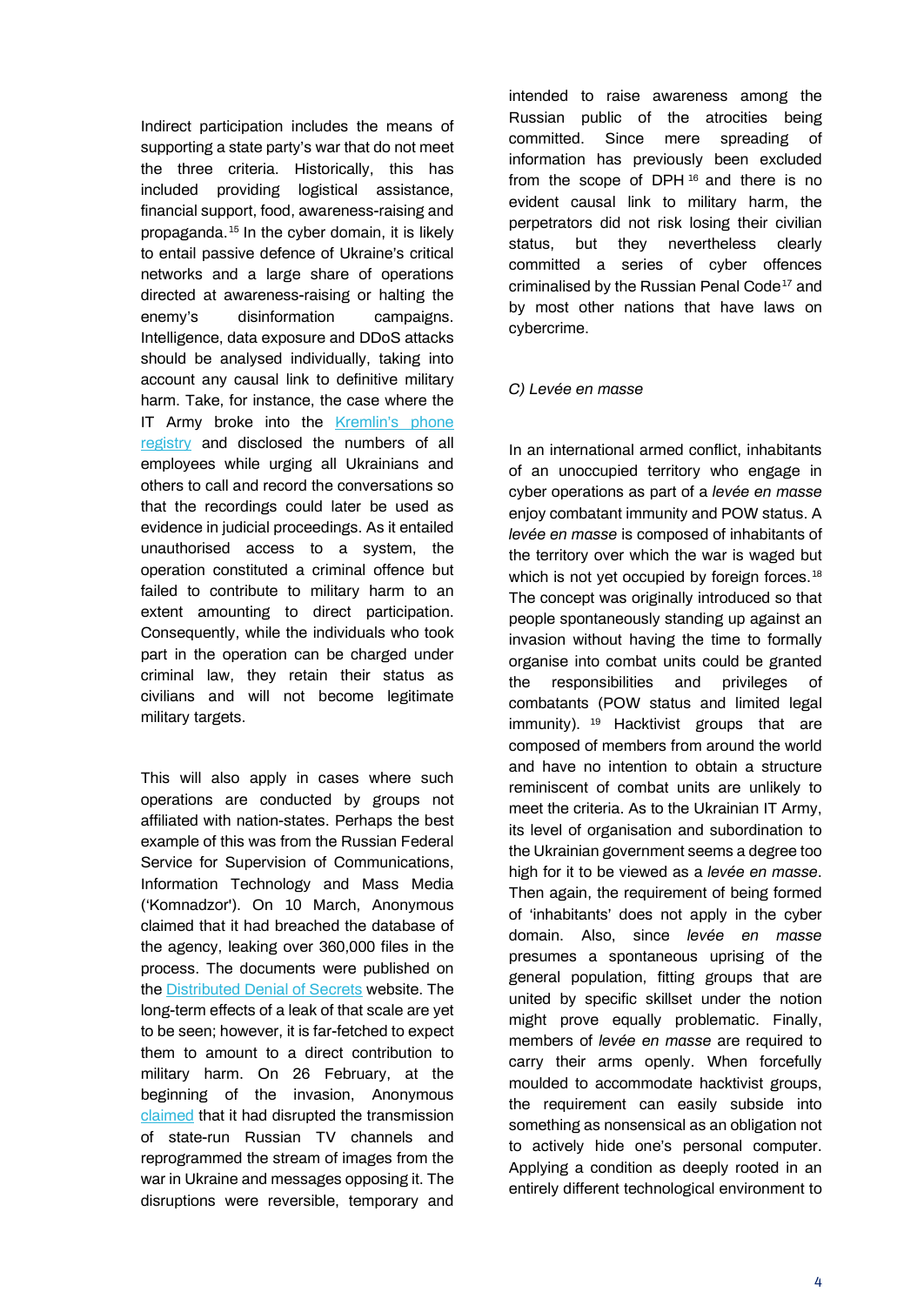Indirect participation includes the means of supporting a state party's war that do not meet the three criteria. Historically, this has included providing logistical assistance, financial support, food, awareness-raising and propaganda.[15] In the cyber domain, it is likely to entail passive defence of Ukraine's critical networks and a large share of operations directed at awareness-raising or halting the enemy's disinformation campaigns. Intelligence, data exposure and DDoS attacks should be analysed individually, taking into account any causal link to definitive military harm. Take, for instance, the case where the IT Army broke into the Kremlin's phone registry and disclosed the numbers of all employees while urging all Ukrainians and others to call and record the conversations so that the recordings could later be used as evidence in judicial proceedings. As it entailed unauthorised access to a system, the operation constituted a criminal offence but failed to contribute to military harm to an extent amounting to direct participation. Consequently, while the individuals who took part in the operation can be charged under criminal law, they retain their status as civilians and will not become legitimate military targets.

This will also apply in cases where such operations are conducted by groups not affiliated with nation-states. Perhaps the best example of this was from the Russian Federal Service for Supervision of Communications, Information Technology and Mass Media ('Komnadzor'). On 10 March, Anonymous claimed that it had breached the database of the agency, leaking over 360,000 files in the process. The documents were published on the Distributed Denial of Secrets website. The long-term effects of a leak of that scale are yet to be seen; however, it is far-fetched to expect them to amount to a direct contribution to military harm. On 26 February, at the beginning of the invasion, Anonymous claimed that it had disrupted the transmission of state-run Russian TV channels and reprogrammed the stream of images from the war in Ukraine and messages opposing it. The disruptions were reversible, temporary and intended to raise awareness among the Russian public of the atrocities being committed. Since mere spreading of information has previously been excluded from the scope of DPH[16] and there is no evident causal link to military harm, the perpetrators did not risk losing their civilian status, but they nevertheless clearly committed a series of cyber offences criminalised by the Russian Penal Code[17] and by most other nations that have laws on cybercrime.

### C) *Levée en masse*

In an international armed conflict, inhabitants of an unoccupied territory who engage in cyber operations as part of a *levée en masse* enjoy combatant immunity and POW status. A *levée en masse* is composed of inhabitants of the territory over which the war is waged but which is not yet occupied by foreign forces.[18] The concept was originally introduced so that people spontaneously standing up against an invasion without having the time to formally organise into combat units could be granted the responsibilities and privileges of combatants (POW status and limited legal immunity).[19] Hacktivist groups that are composed of members from around the world and have no intention to obtain a structure reminiscent of combat units are unlikely to meet the criteria. As to the Ukrainian IT Army, its level of organisation and subordination to the Ukrainian government seems a degree too high for it to be viewed as a *levée en masse*. Then again, the requirement of being formed of 'inhabitants' does not apply in the cyber domain. Also, since *levée en masse* presumes a spontaneous uprising of the general population, fitting groups that are united by specific skillset under the notion might prove equally problematic. Finally, members of *levée en masse* are required to carry their arms openly. When forcefully moulded to accommodate hacktivist groups, the requirement can easily subside into something as nonsensical as an obligation not to actively hide one's personal computer. Applying a condition as deeply rooted in an entirely different technological environment to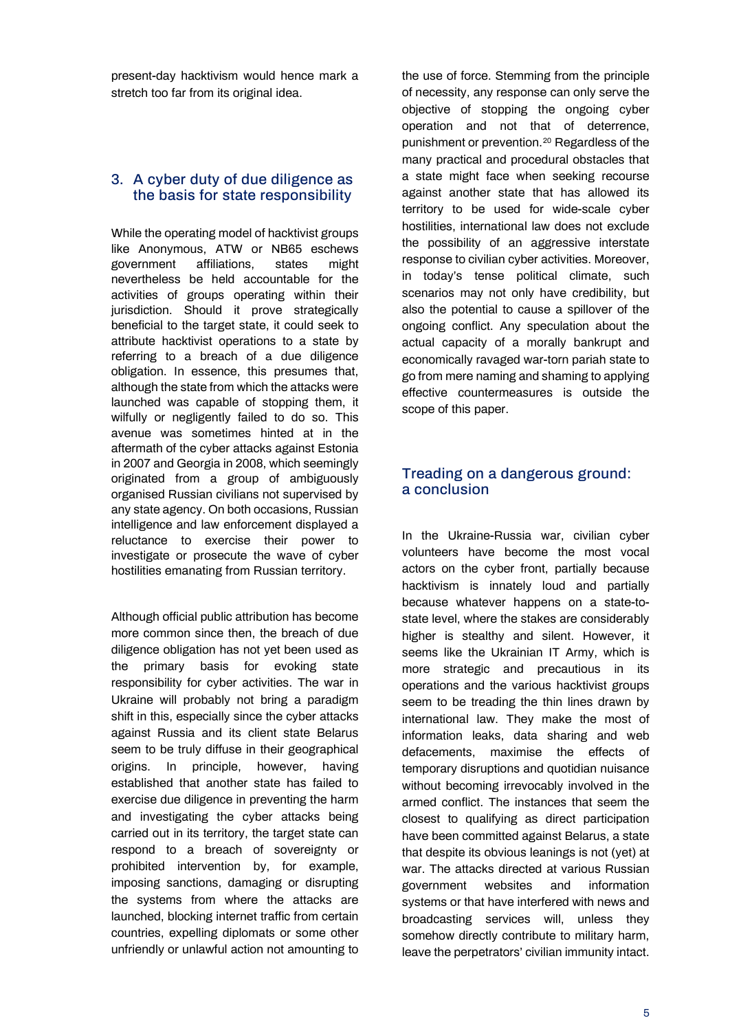present-day hacktivism would hence mark a stretch too far from its original idea.

## 3. A cyber duty of due diligence as the basis for state responsibility

While the operating model of hacktivist groups like Anonymous, ATW or NB65 eschews government affiliations, states might nevertheless be held accountable for the activities of groups operating within their jurisdiction. Should it prove strategically beneficial to the target state, it could seek to attribute hacktivist operations to a state by referring to a breach of a due diligence obligation. In essence, this presumes that, although the state from which the attacks were launched was capable of stopping them, it wilfully or negligently failed to do so. This avenue was sometimes hinted at in the aftermath of the cyber attacks against Estonia in 2007 and Georgia in 2008, which seemingly originated from a group of ambiguously organised Russian civilians not supervised by any state agency. On both occasions, Russian intelligence and law enforcement displayed a reluctance to exercise their power to investigate or prosecute the wave of cyber hostilities emanating from Russian territory.

Although official public attribution has become more common since then, the breach of due diligence obligation has not yet been used as the primary basis for evoking state responsibility for cyber activities. The war in Ukraine will probably not bring a paradigm shift in this, especially since the cyber attacks against Russia and its client state Belarus seem to be truly diffuse in their geographical origins. In principle, however, having established that another state has failed to exercise due diligence in preventing the harm and investigating the cyber attacks being carried out in its territory, the target state can respond to a breach of sovereignty or prohibited intervention by, for example, imposing sanctions, damaging or disrupting the systems from where the attacks are launched, blocking internet traffic from certain countries, expelling diplomats or some other unfriendly or unlawful action not amounting to the use of force. Stemming from the principle of necessity, any response can only serve the objective of stopping the ongoing cyber operation and not that of deterrence, punishment or prevention.[20] Regardless of the many practical and procedural obstacles that a state might face when seeking recourse against another state that has allowed its territory to be used for wide-scale cyber hostilities, international law does not exclude the possibility of an aggressive interstate response to civilian cyber activities. Moreover, in today's tense political climate, such scenarios may not only have credibility, but also the potential to cause a spillover of the ongoing conflict. Any speculation about the actual capacity of a morally bankrupt and economically ravaged war-torn pariah state to go from mere naming and shaming to applying effective countermeasures is outside the scope of this paper.

## Treading on a dangerous ground: a conclusion

In the Ukraine-Russia war, civilian cyber volunteers have become the most vocal actors on the cyber front, partially because hacktivism is innately loud and partially because whatever happens on a state-to-state level, where the stakes are considerably higher is stealthy and silent. However, it seems like the Ukrainian IT Army, which is more strategic and precautious in its operations and the various hacktivist groups seem to be treading the thin lines drawn by international law. They make the most of information leaks, data sharing and web defacements, maximise the effects of temporary disruptions and quotidian nuisance without becoming irrevocably involved in the armed conflict. The instances that seem the closest to qualifying as direct participation have been committed against Belarus, a state that despite its obvious leanings is not (yet) at war. The attacks directed at various Russian government websites and information systems or that have interfered with news and broadcasting services will, unless they somehow directly contribute to military harm, leave the perpetrators' civilian immunity intact.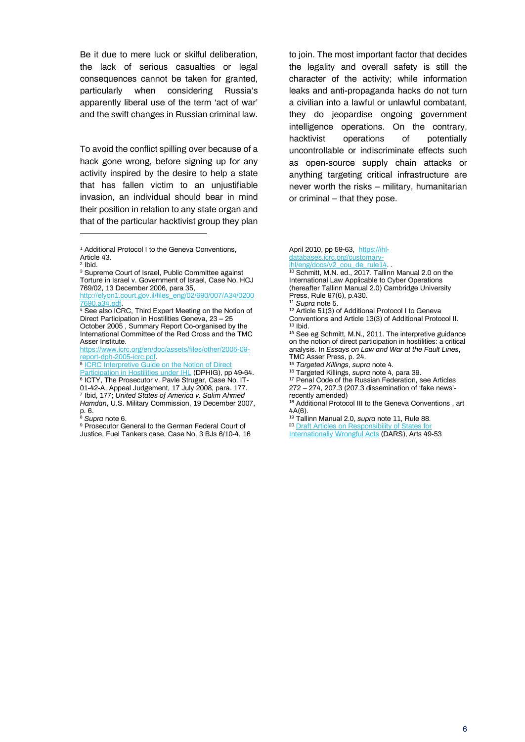Be it due to mere luck or skilful deliberation, the lack of serious casualties or legal consequences cannot be taken for granted, particularly when considering Russia's apparently liberal use of the term 'act of war' and the swift changes in Russian criminal law.

To avoid the conflict spilling over because of a hack gone wrong, before signing up for any activity inspired by the desire to help a state that has fallen victim to an unjustifiable invasion, an individual should bear in mind their position in relation to any state organ and that of the particular hacktivist group they plan to join. The most important factor that decides the legality and overall safety is still the character of the activity; while information leaks and anti-propaganda hacks do not turn a civilian into a lawful or unlawful combatant, they do jeopardise ongoing government intelligence operations. On the contrary, hacktivist operations of potentially uncontrollable or indiscriminate effects such as open-source supply chain attacks or anything targeting critical infrastructure are never worth the risks – military, humanitarian or criminal – that they pose.

---

[1] Additional Protocol I to the Geneva Conventions, Article 43.
[2] Ibid.
[3] Supreme Court of Israel, Public Committee against Torture in Israel v. Government of Israel, Case No. HCJ 769/02, 13 December 2006, para 35, http://elyon1.court.gov.il/files_eng/02/690/007/A34/02007690.a34.pdf.
[4] See also ICRC, Third Expert Meeting on the Notion of Direct Participation in Hostilities Geneva, 23 – 25 October 2005 , Summary Report Co-organised by the International Committee of the Red Cross and the TMC Asser Institute. https://www.icrc.org/en/doc/assets/files/other/2005-09-report-dph-2005-icrc.pdf.
[5] ICRC Interpretive Guide on the Notion of Direct Participation in Hostilities under IHL (DPHIG), pp 49-64.
[6] ICTY, The Prosecutor v. Pavle Strugar, Case No. IT-01-42-A, Appeal Judgement, 17 July 2008, para. 177.
[7] Ibid, 177; *United States of America v. Salim Ahmed Hamdan*, U.S. Military Commission, 19 December 2007, p. 6.
[8] *Supra* note 6.
[9] Prosecutor General to the German Federal Court of Justice, Fuel Tankers case, Case No. 3 BJs 6/10-4, 16 April 2010, pp 59-63, https://ihl-databases.icrc.org/customary-ihl/eng/docs/v2_cou_de_rule14. .
[10] Schmitt, M.N. ed., 2017. Tallinn Manual 2.0 on the International Law Applicable to Cyber Operations (hereafter Tallinn Manual 2.0) Cambridge University Press, Rule 97(6), p.430.
[11] *Supra* note 5.
[12] Article 51(3) of Additional Protocol I to Geneva Conventions and Article 13(3) of Additional Protocol II.
[13] Ibid.
[14] See eg Schmitt, M.N., 2011. The interpretive guidance on the notion of direct participation in hostilities: a critical analysis. In *Essays on Law and War at the Fault Lines*, TMC Asser Press, p. 24.
[15] *Targeted Killings*, *supra* note 4.
[16] Targeted Killings, *supra* note 4, para 39.
[17] Penal Code of the Russian Federation, see Articles 272 – 274, 207.3 (207.3 dissemination of 'fake news'- recently amended)
[18] Additional Protocol III to the Geneva Conventions , art 4A(6).
[19] Tallinn Manual 2.0, *supra* note 11, Rule 88.
[20] Draft Articles on Responsibility of States for Internationally Wrongful Acts (DARS), Arts 49-53